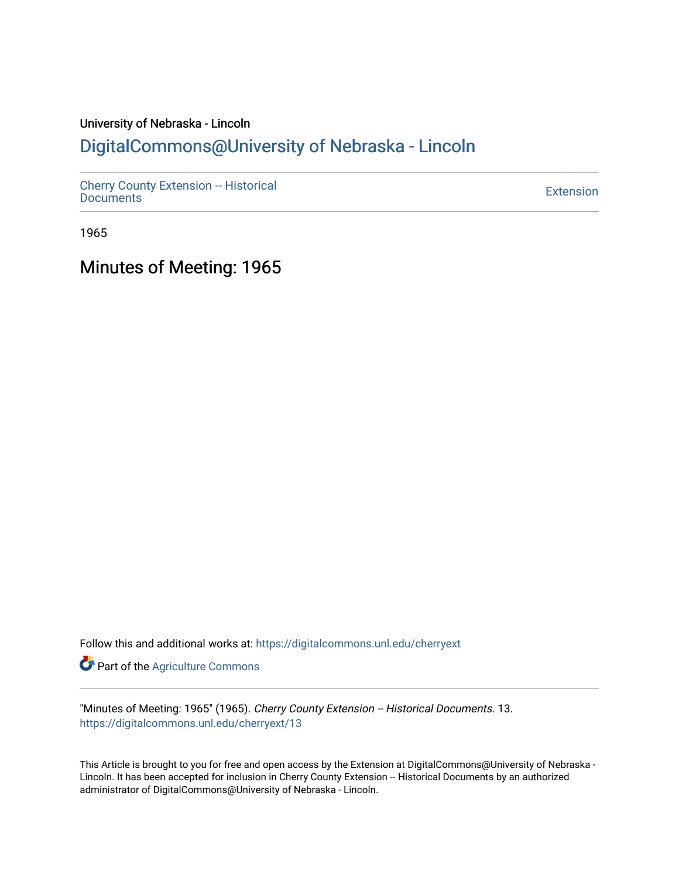University of Nebraska - Lincoln

## DigitalCommons@University of Nebraska - Lincoln

Cherry County Extension -- Historical Documents

Extension

1965

# Minutes of Meeting: 1965

Follow this and additional works at: https://digitalcommons.unl.edu/cherryext

Part of the Agriculture Commons

"Minutes of Meeting: 1965" (1965). *Cherry County Extension -- Historical Documents*. 13.
https://digitalcommons.unl.edu/cherryext/13

This Article is brought to you for free and open access by the Extension at DigitalCommons@University of Nebraska - Lincoln. It has been accepted for inclusion in Cherry County Extension -- Historical Documents by an authorized administrator of DigitalCommons@University of Nebraska - Lincoln.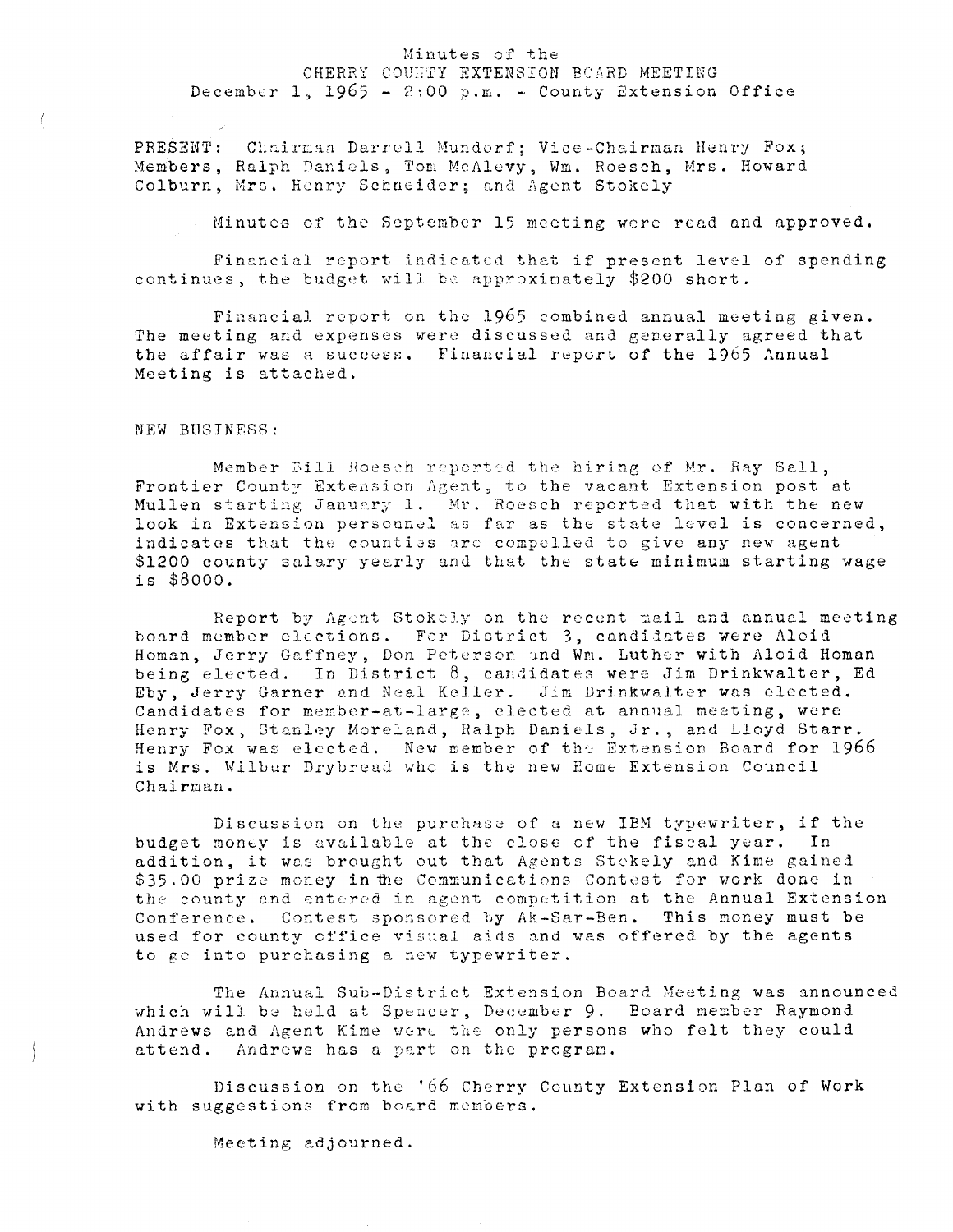# Minutes of the CHERRY COUNTY EXTENSION BOARD MEETING

December 1, 1965 - 2:00 p.m. - County Extension Office

PRESENT: Chairman Darrell Mundorf; Vice-Chairman Henry Fox; Members, Ralph Daniels, Tom McAlevy, Wm. Roesch, Mrs. Howard Colburn, Mrs. Henry Schneider; and Agent Stokely

Minutes of the September 15 meeting were read and approved.

Financial report indicated that if present level of spending continues, the budget will be approximately $200 short.

Financial report on the 1965 combined annual meeting given. The meeting and expenses were discussed and generally agreed that the affair was a success. Financial report of the 1965 Annual Meeting is attached.

NEW BUSINESS:

Member Bill Roesch reported the hiring of Mr. Ray Sall, Frontier County Extension Agent, to the vacant Extension post at Mullen starting January 1. Mr. Roesch reported that with the new look in Extension personnel as far as the state level is concerned, indicates that the counties are compelled to give any new agent $1200 county salary yearly and that the state minimum starting wage is $8000.

Report by Agent Stokely on the recent mail and annual meeting board member elections. For District 3, candidates were Aloid Homan, Jerry Gaffney, Don Peterson and Wm. Luther with Aloid Homan being elected. In District 8, candidates were Jim Drinkwalter, Ed Eby, Jerry Garner and Neal Keller. Jim Drinkwalter was elected. Candidates for member-at-large, elected at annual meeting, were Henry Fox, Stanley Moreland, Ralph Daniels, Jr., and Lloyd Starr. Henry Fox was elected. New member of the Extension Board for 1966 is Mrs. Wilbur Drybread who is the new Home Extension Council Chairman.

Discussion on the purchase of a new IBM typewriter, if the budget money is available at the close of the fiscal year. In addition, it was brought out that Agents Stokely and Kime gained $35.00 prize money in the Communications Contest for work done in the county and entered in agent competition at the Annual Extension Conference. Contest sponsored by Ak-Sar-Ben. This money must be used for county office visual aids and was offered by the agents to go into purchasing a new typewriter.

The Annual Sub-District Extension Board Meeting was announced which will be held at Spencer, December 9. Board member Raymond Andrews and Agent Kime were the only persons who felt they could attend. Andrews has a part on the program.

Discussion on the '66 Cherry County Extension Plan of Work with suggestions from board members.

Meeting adjourned.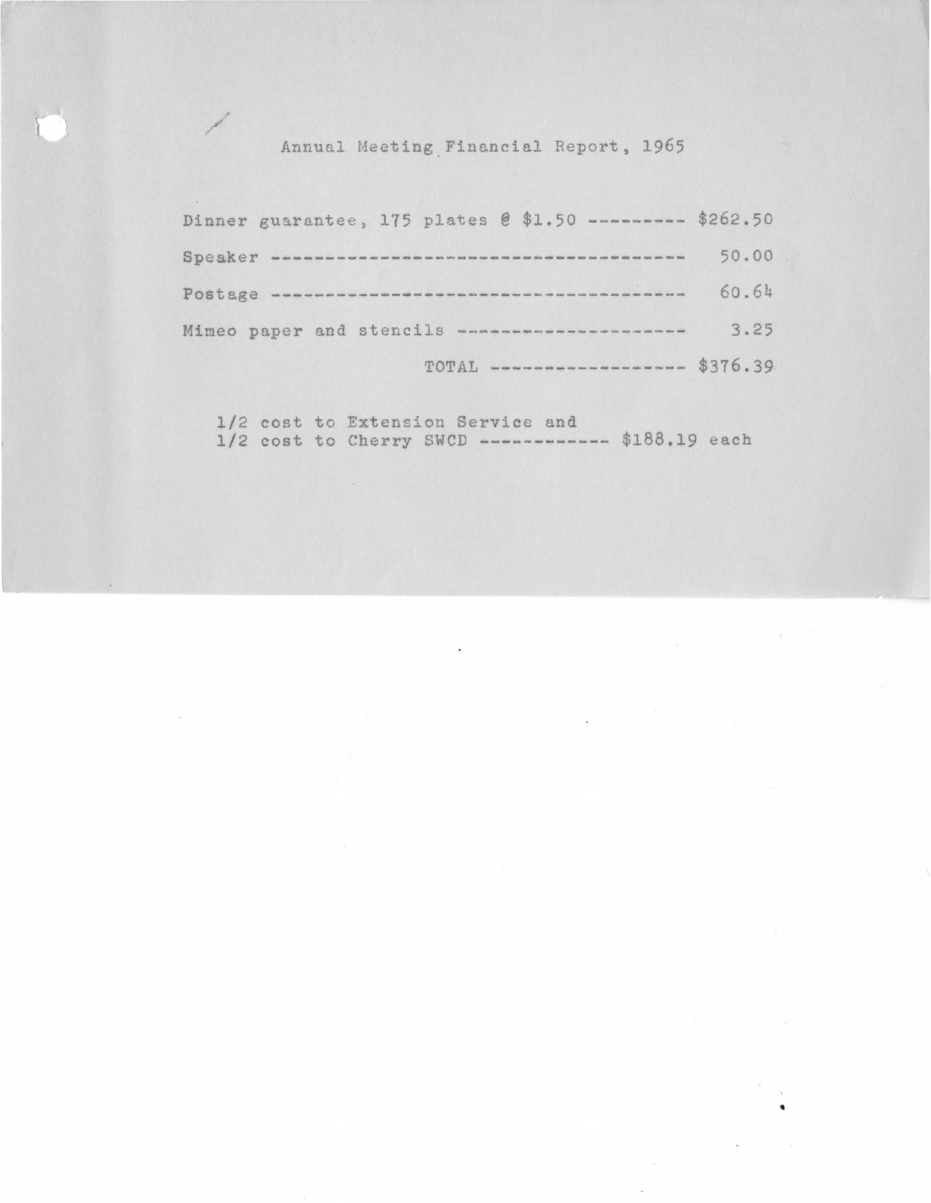## Annual Meeting Financial Report, 1965

| Item | Amount |
| --- | --- |
| Dinner guarantee, 175 plates @ $1.50 | $262.50 |
| Speaker | 50.00 |
| Postage | 60.64 |
| Mimeo paper and stencils | 3.25 |
| TOTAL | $376.39 |

1/2 cost to Extension Service and
1/2 cost to Cherry SWCD ------------ $188.19 each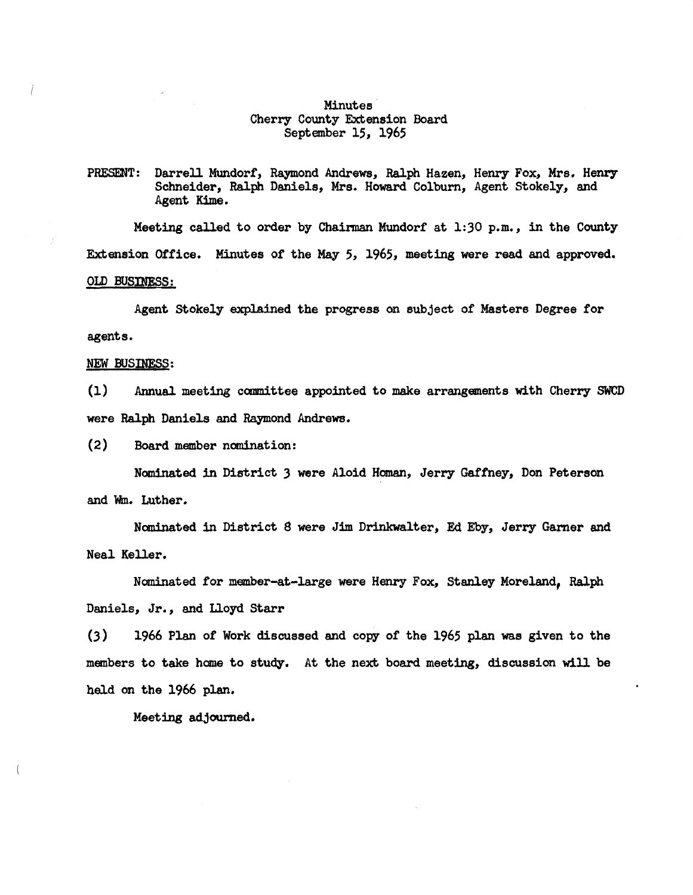# Minutes
## Cherry County Extension Board
## September 15, 1965

PRESENT: Darrell Mundorf, Raymond Andrews, Ralph Hazen, Henry Fox, Mrs. Henry Schneider, Ralph Daniels, Mrs. Howard Colburn, Agent Stokely, and Agent Kime.

Meeting called to order by Chairman Mundorf at 1:30 p.m., in the County Extension Office. Minutes of the May 5, 1965, meeting were read and approved.

OLD BUSINESS:

Agent Stokely explained the progress on subject of Masters Degree for agents.

NEW BUSINESS:

(1) Annual meeting committee appointed to make arrangements with Cherry SWCD were Ralph Daniels and Raymond Andrews.

(2) Board member nomination:

Nominated in District 3 were Aloid Homan, Jerry Gaffney, Don Peterson and Wm. Luther.

Nominated in District 8 were Jim Drinkwalter, Ed Eby, Jerry Garner and Neal Keller.

Nominated for member-at-large were Henry Fox, Stanley Moreland, Ralph Daniels, Jr., and Lloyd Starr

(3) 1966 Plan of Work discussed and copy of the 1965 plan was given to the members to take home to study. At the next board meeting, discussion will be held on the 1966 plan.

Meeting adjourned.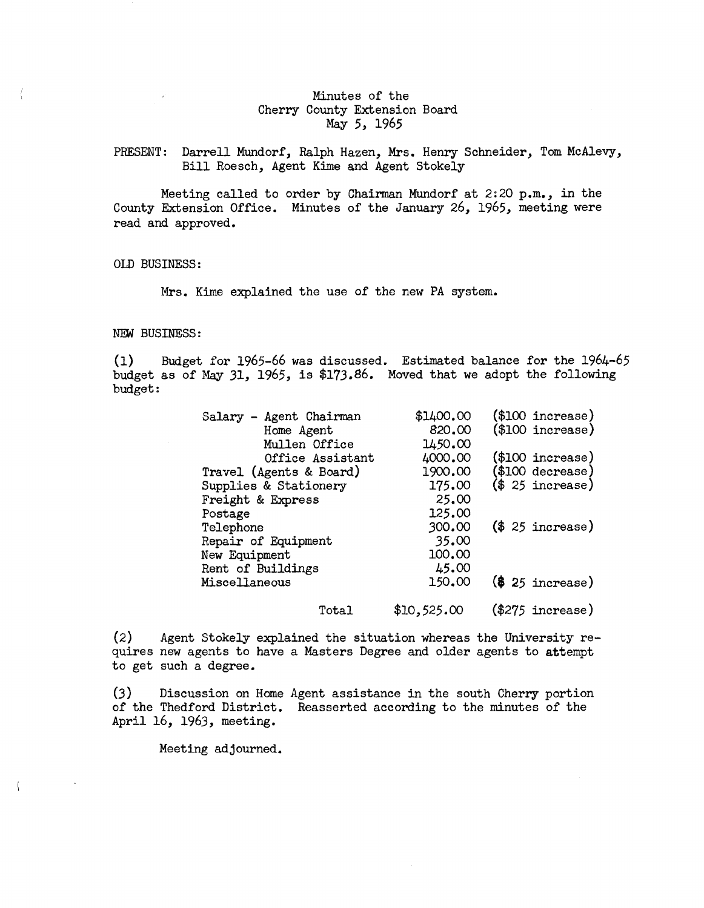Minutes of the
Cherry County Extension Board
May 5, 1965

PRESENT: Darrell Mundorf, Ralph Hazen, Mrs. Henry Schneider, Tom McAlevy, Bill Roesch, Agent Kime and Agent Stokely

Meeting called to order by Chairman Mundorf at 2:20 p.m., in the County Extension Office. Minutes of the January 26, 1965, meeting were read and approved.

OLD BUSINESS:

Mrs. Kime explained the use of the new PA system.

NEW BUSINESS:

(1) Budget for 1965-66 was discussed. Estimated balance for the 1964-65 budget as of May 31, 1965, is $173.86. Moved that we adopt the following budget:

| | | |
|---|---|---|
| Salary - Agent Chairman | $1400.00 | ($100 increase) |
| Home Agent | 820.00 | ($100 increase) |
| Mullen Office | 1450.00 | |
| Office Assistant | 4000.00 | ($100 increase) |
| Travel (Agents & Board) | 1900.00 | ($100 decrease) |
| Supplies & Stationery | 175.00 | ($ 25 increase) |
| Freight & Express | 25.00 | |
| Postage | 125.00 | |
| Telephone | 300.00 | ($ 25 increase) |
| Repair of Equipment | 35.00 | |
| New Equipment | 100.00 | |
| Rent of Buildings | 45.00 | |
| Miscellaneous | 150.00 | ($ 25 increase) |
| Total | $10,525.00 | ($275 increase) |

(2) Agent Stokely explained the situation whereas the University requires new agents to have a Masters Degree and older agents to attempt to get such a degree.

(3) Discussion on Home Agent assistance in the south Cherry portion of the Thedford District. Reasserted according to the minutes of the April 16, 1963, meeting.

Meeting adjourned.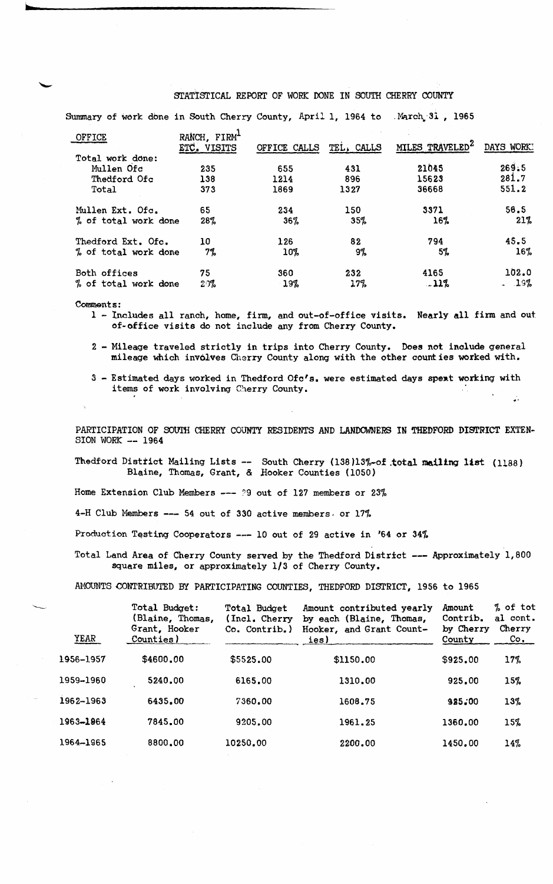# STATISTICAL REPORT OF WORK DONE IN SOUTH CHERRY COUNTY

Summary of work done in South Cherry County, April 1, 1964 to March 31, 1965

| OFFICE | RANCH, FIRM[1] ETC. VISITS | OFFICE CALLS | TEL. CALLS | MILES TRAVELED[2] | DAYS WORK[3] |
|---|---|---|---|---|---|
| Total work done: | | | | | |
| Mullen Ofc | 235 | 655 | 431 | 21045 | 269.5 |
| Thedford Ofc | 138 | 1214 | 896 | 15623 | 281.7 |
| Total | 373 | 1869 | 1327 | 36668 | 551.2 |
| Mullen Ext. Ofc. | 65 | 234 | 150 | 3371 | 56.5 |
| % of total work done | 28% | 36% | 35% | 16% | 21% |
| Thedford Ext. Ofc. | 10 | 126 | 82 | 794 | 45.5 |
| % of total work done | 7% | 10% | 9% | 5% | 16% |
| Both offices | 75 | 360 | 232 | 4165 | 102.0 |
| % of total work done | 20% | 19% | 17% | 11% | 19% |

Comments:

1 - Includes all ranch, home, firm, and out-of-office visits. Nearly all firm and out of-office visits do not include any from Cherry County.

2 - Mileage traveled strictly in trips into Cherry County. Does not include general mileage which involves Cherry County along with the other counties worked with.

3 - Estimated days worked in Thedford Ofc's. were estimated days spent working with items of work involving Cherry County.

## PARTICIPATION OF SOUTH CHERRY COUNTY RESIDENTS AND LANDOWNERS IN THEDFORD DISTRICT EXTENSION WORK -- 1964

Thedford District Mailing Lists -- South Cherry (138)13%-of total mailing list (1188) Blaine, Thomas, Grant, & Hooker Counties (1050)

Home Extension Club Members --- 29 out of 127 members or 23%

4-H Club Members --- 54 out of 330 active members or 17%

Production Testing Cooperators --- 10 out of 29 active in '64 or 34%

Total Land Area of Cherry County served by the Thedford District --- Approximately 1,800 square miles, or approximately 1/3 of Cherry County.

## AMOUNTS CONTRIBUTED BY PARTICIPATING COUNTIES, THEDFORD DISTRICT, 1956 to 1965

| YEAR | Total Budget: (Blaine, Thomas, Grant, Hooker Counties) | Total Budget (Incl. Cherry Co. Contrib.) | Amount contributed yearly by each (Blaine, Thomas, Hooker, and Grant Counties) | Amount Contrib. by Cherry County | % of total cont. Cherry Co. |
|---|---|---|---|---|---|
| 1956-1957 | $4600.00 | $5525.00 | $1150.00 | $925.00 | 17% |
| 1959-1960 | 5240.00 | 6165.00 | 1310.00 | 925.00 | 15% |
| 1962-1963 | 6435.00 | 7360.00 | 1608.75 | 925.00 | 13% |
| 1963-1964 | 7845.00 | 9205.00 | 1961.25 | 1360.00 | 15% |
| 1964-1965 | 8800.00 | 10250.00 | 2200.00 | 1450.00 | 14% |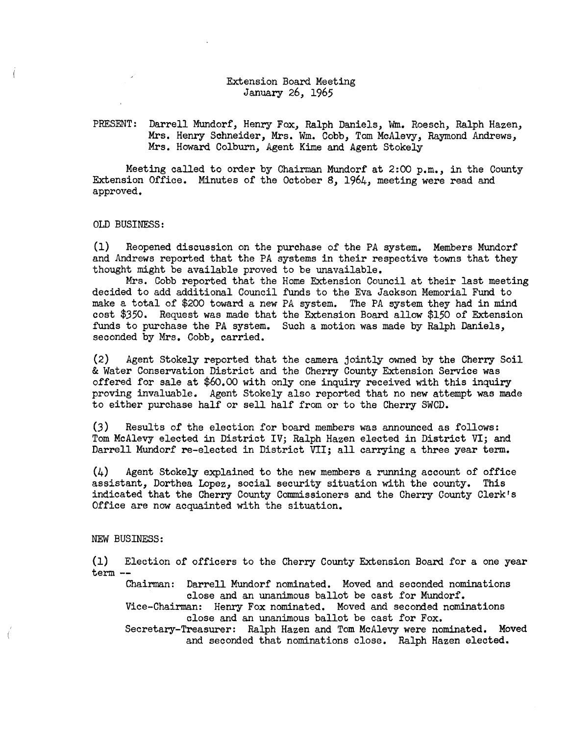Extension Board Meeting
January 26, 1965

PRESENT: Darrell Mundorf, Henry Fox, Ralph Daniels, Wm. Roesch, Ralph Hazen, Mrs. Henry Schneider, Mrs. Wm. Cobb, Tom McAlevy, Raymond Andrews, Mrs. Howard Colburn, Agent Kime and Agent Stokely

Meeting called to order by Chairman Mundorf at 2:00 p.m., in the County Extension Office. Minutes of the October 8, 1964, meeting were read and approved.

OLD BUSINESS:

(1) Reopened discussion on the purchase of the PA system. Members Mundorf and Andrews reported that the PA systems in their respective towns that they thought might be available proved to be unavailable.

Mrs. Cobb reported that the Home Extension Council at their last meeting decided to add additional Council funds to the Eva Jackson Memorial Fund to make a total of $200 toward a new PA system. The PA system they had in mind cost $350. Request was made that the Extension Board allow $150 of Extension funds to purchase the PA system. Such a motion was made by Ralph Daniels, seconded by Mrs. Cobb, carried.

(2) Agent Stokely reported that the camera jointly owned by the Cherry Soil & Water Conservation District and the Cherry County Extension Service was offered for sale at $60.00 with only one inquiry received with this inquiry proving invaluable. Agent Stokely also reported that no new attempt was made to either purchase half or sell half from or to the Cherry SWCD.

(3) Results of the election for board members was announced as follows: Tom McAlevy elected in District IV; Ralph Hazen elected in District VI; and Darrell Mundorf re-elected in District VII; all carrying a three year term.

(4) Agent Stokely explained to the new members a running account of office assistant, Dorthea Lopez, social security situation with the county. This indicated that the Cherry County Commissioners and the Cherry County Clerk's Office are now acquainted with the situation.

NEW BUSINESS:

(1) Election of officers to the Cherry County Extension Board for a one year term --

Chairman: Darrell Mundorf nominated. Moved and seconded nominations close and an unanimous ballot be cast for Mundorf.

Vice-Chairman: Henry Fox nominated. Moved and seconded nominations close and an unanimous ballot be cast for Fox.

Secretary-Treasurer: Ralph Hazen and Tom McAlevy were nominated. Moved and seconded that nominations close. Ralph Hazen elected.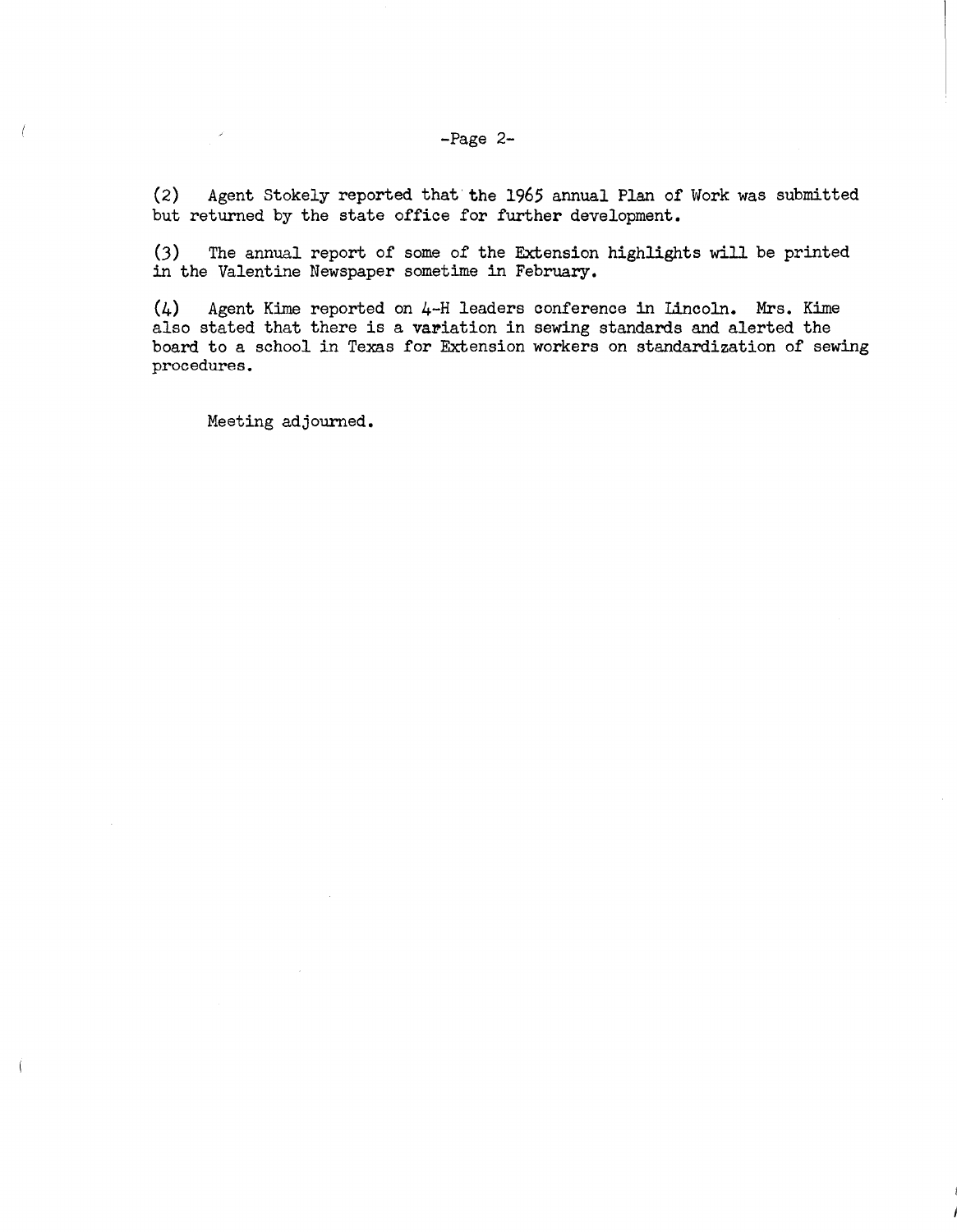(2) Agent Stokely reported that the 1965 annual Plan of Work was submitted but returned by the state office for further development.

(3) The annual report of some of the Extension highlights will be printed in the Valentine Newspaper sometime in February.

(4) Agent Kime reported on 4-H leaders conference in Lincoln. Mrs. Kime also stated that there is a variation in sewing standards and alerted the board to a school in Texas for Extension workers on standardization of sewing procedures.

Meeting adjourned.